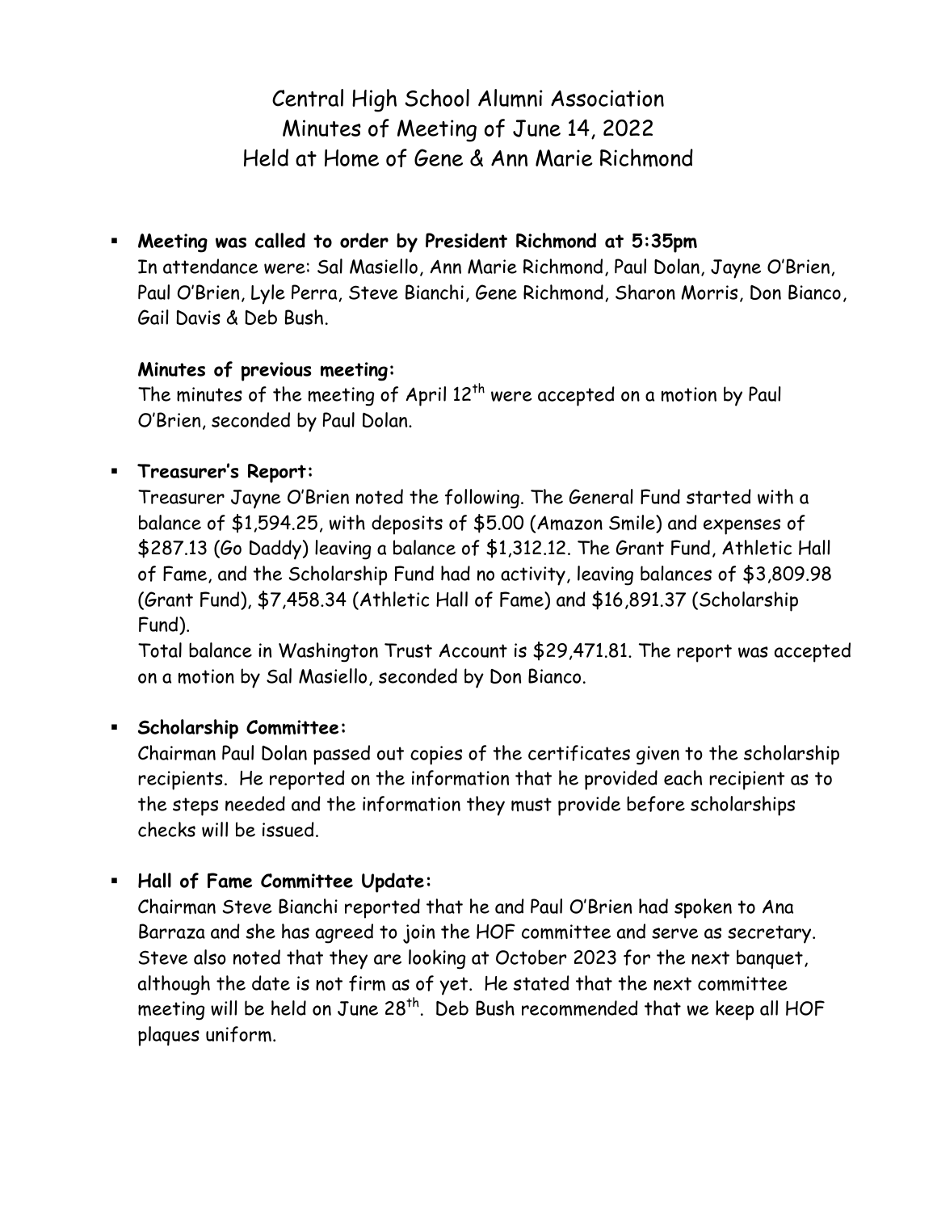# Central High School Alumni Association
## Minutes of Meeting of June 14, 2022
## Held at Home of Gene & Ann Marie Richmond

- **Meeting was called to order by President Richmond at 5:35pm**
  In attendance were: Sal Masiello, Ann Marie Richmond, Paul Dolan, Jayne O'Brien, Paul O'Brien, Lyle Perra, Steve Bianchi, Gene Richmond, Sharon Morris, Don Bianco, Gail Davis & Deb Bush.

  **Minutes of previous meeting:**
  The minutes of the meeting of April 12th were accepted on a motion by Paul O'Brien, seconded by Paul Dolan.

- **Treasurer's Report:**
  Treasurer Jayne O'Brien noted the following. The General Fund started with a balance of $1,594.25, with deposits of $5.00 (Amazon Smile) and expenses of $287.13 (Go Daddy) leaving a balance of $1,312.12. The Grant Fund, Athletic Hall of Fame, and the Scholarship Fund had no activity, leaving balances of $3,809.98 (Grant Fund), $7,458.34 (Athletic Hall of Fame) and $16,891.37 (Scholarship Fund).
  Total balance in Washington Trust Account is $29,471.81. The report was accepted on a motion by Sal Masiello, seconded by Don Bianco.

- **Scholarship Committee:**
  Chairman Paul Dolan passed out copies of the certificates given to the scholarship recipients. He reported on the information that he provided each recipient as to the steps needed and the information they must provide before scholarships checks will be issued.

- **Hall of Fame Committee Update:**
  Chairman Steve Bianchi reported that he and Paul O'Brien had spoken to Ana Barraza and she has agreed to join the HOF committee and serve as secretary. Steve also noted that they are looking at October 2023 for the next banquet, although the date is not firm as of yet. He stated that the next committee meeting will be held on June 28th. Deb Bush recommended that we keep all HOF plaques uniform.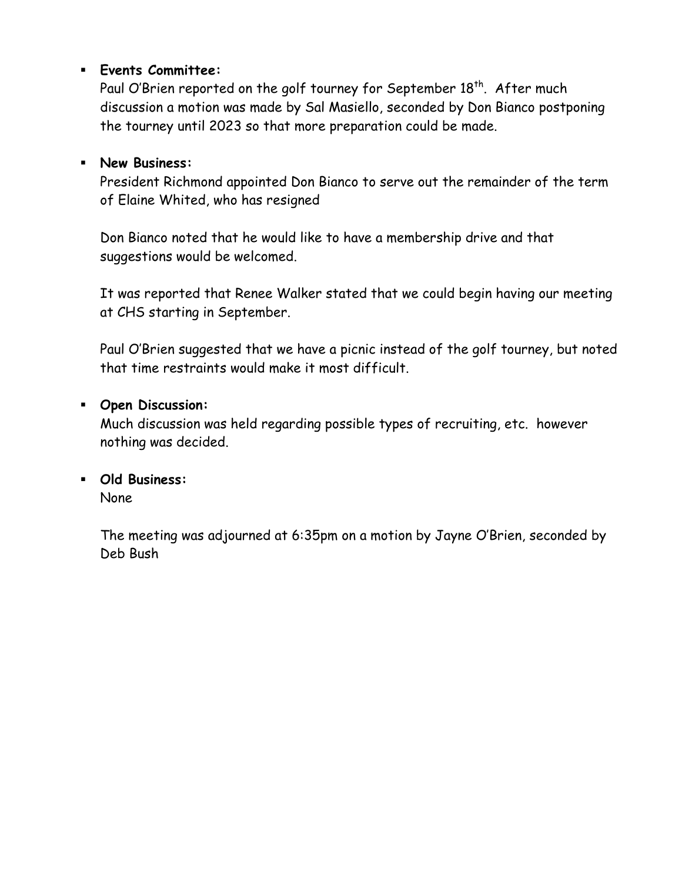- **Events Committee:**
  Paul O'Brien reported on the golf tourney for September 18th. After much discussion a motion was made by Sal Masiello, seconded by Don Bianco postponing the tourney until 2023 so that more preparation could be made.

- **New Business:**
  President Richmond appointed Don Bianco to serve out the remainder of the term of Elaine Whited, who has resigned

  Don Bianco noted that he would like to have a membership drive and that suggestions would be welcomed.

  It was reported that Renee Walker stated that we could begin having our meeting at CHS starting in September.

  Paul O'Brien suggested that we have a picnic instead of the golf tourney, but noted that time restraints would make it most difficult.

- **Open Discussion:**
  Much discussion was held regarding possible types of recruiting, etc. however nothing was decided.

- **Old Business:**
  None

  The meeting was adjourned at 6:35pm on a motion by Jayne O'Brien, seconded by Deb Bush